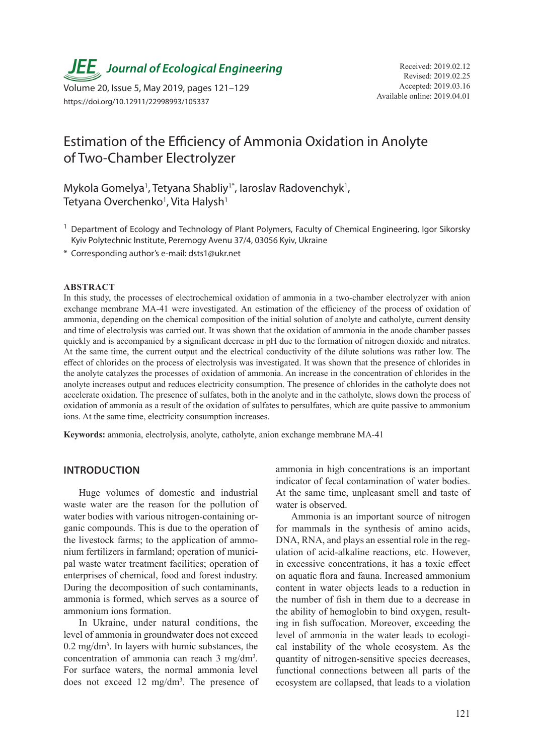# Estimation of the Efficiency of Ammonia Oxidation in Anolyte of Two-Chamber Electrolyzer

Mykola Gomelya[1], Tetyana Shabliy[1*], Iaroslav Radovenchyk[1], Tetyana Overchenko[1], Vita Halysh[1]

[1] Department of Ecology and Technology of Plant Polymers, Faculty of Chemical Engineering, Igor Sikorsky Kyiv Polytechnic Institute, Peremogy Avenu 37/4, 03056 Kyiv, Ukraine

\* Corresponding author's e-mail: dsts1@ukr.net

Received: 2019.02.12
Revised: 2019.02.25
Accepted: 2019.03.16
Available online: 2019.04.01

## ABSTRACT

In this study, the processes of electrochemical oxidation of ammonia in a two-chamber electrolyzer with anion exchange membrane MA-41 were investigated. An estimation of the efficiency of the process of oxidation of ammonia, depending on the chemical composition of the initial solution of anolyte and catholyte, current density and time of electrolysis was carried out. It was shown that the oxidation of ammonia in the anode chamber passes quickly and is accompanied by a significant decrease in pH due to the formation of nitrogen dioxide and nitrates. At the same time, the current output and the electrical conductivity of the dilute solutions was rather low. The effect of chlorides on the process of electrolysis was investigated. It was shown that the presence of chlorides in the anolyte catalyzes the processes of oxidation of ammonia. An increase in the concentration of chlorides in the anolyte increases output and reduces electricity consumption. The presence of chlorides in the catholyte does not accelerate oxidation. The presence of sulfates, both in the anolyte and in the catholyte, slows down the process of oxidation of ammonia as a result of the oxidation of sulfates to persulfates, which are quite passive to ammonium ions. At the same time, electricity consumption increases.

**Keywords:** ammonia, electrolysis, anolyte, catholyte, anion exchange membrane MA-41

## INTRODUCTION

Huge volumes of domestic and industrial waste water are the reason for the pollution of water bodies with various nitrogen-containing organic compounds. This is due to the operation of the livestock farms; to the application of ammonium fertilizers in farmland; operation of municipal waste water treatment facilities; operation of enterprises of chemical, food and forest industry. During the decomposition of such contaminants, ammonia is formed, which serves as a source of ammonium ions formation.

In Ukraine, under natural conditions, the level of ammonia in groundwater does not exceed 0.2 mg/dm$^3$. In layers with humic substances, the concentration of ammonia can reach 3 mg/dm$^3$. For surface waters, the normal ammonia level does not exceed 12 mg/dm$^3$. The presence of ammonia in high concentrations is an important indicator of fecal contamination of water bodies. At the same time, unpleasant smell and taste of water is observed.

Ammonia is an important source of nitrogen for mammals in the synthesis of amino acids, DNA, RNA, and plays an essential role in the regulation of acid-alkaline reactions, etc. However, in excessive concentrations, it has a toxic effect on aquatic flora and fauna. Increased ammonium content in water objects leads to a reduction in the number of fish in them due to a decrease in the ability of hemoglobin to bind oxygen, resulting in fish suffocation. Moreover, exceeding the level of ammonia in the water leads to ecological instability of the whole ecosystem. As the quantity of nitrogen-sensitive species decreases, functional connections between all parts of the ecosystem are collapsed, that leads to a violation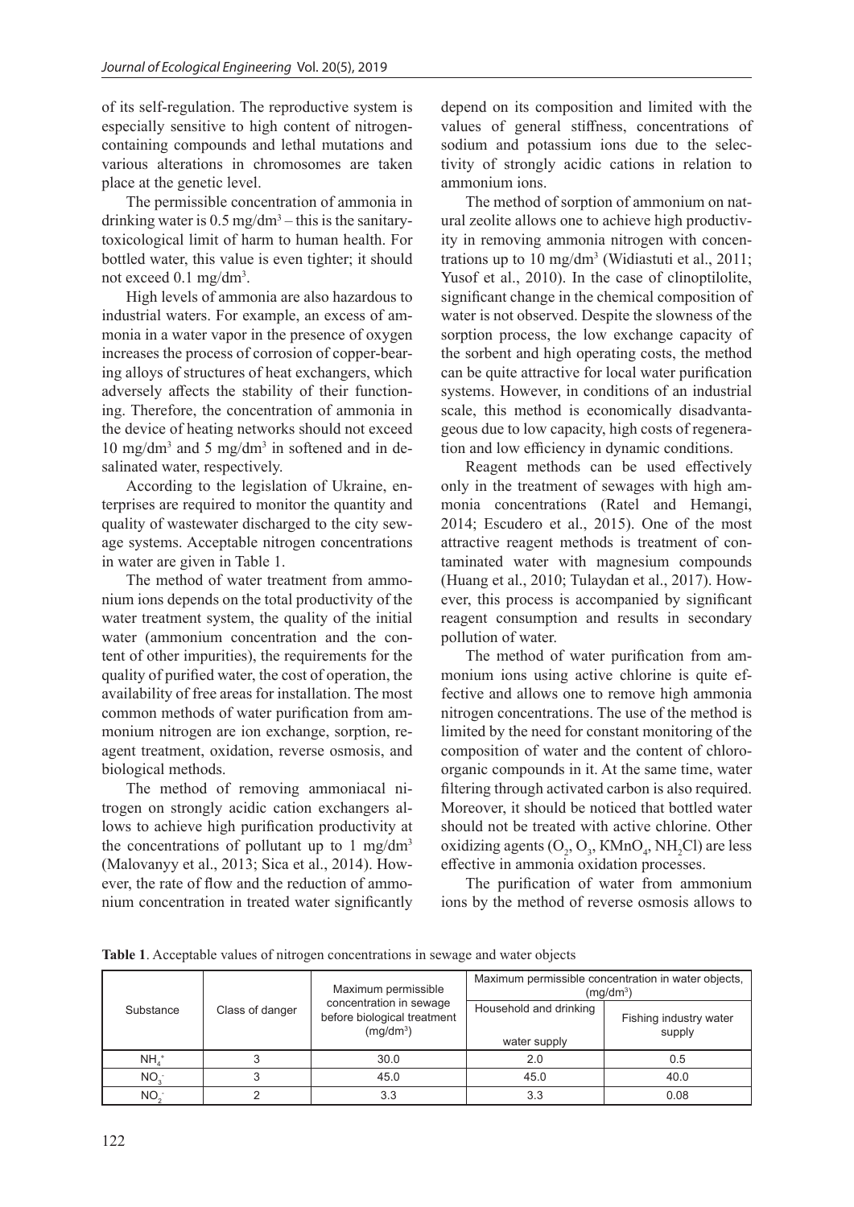of its self-regulation. The reproductive system is especially sensitive to high content of nitrogen-containing compounds and lethal mutations and various alterations in chromosomes are taken place at the genetic level.

The permissible concentration of ammonia in drinking water is 0.5 mg/dm$^3$ – this is the sanitary-toxicological limit of harm to human health. For bottled water, this value is even tighter; it should not exceed 0.1 mg/dm$^3$.

High levels of ammonia are also hazardous to industrial waters. For example, an excess of ammonia in a water vapor in the presence of oxygen increases the process of corrosion of copper-bearing alloys of structures of heat exchangers, which adversely affects the stability of their functioning. Therefore, the concentration of ammonia in the device of heating networks should not exceed 10 mg/dm$^3$ and 5 mg/dm$^3$ in softened and in desalinated water, respectively.

According to the legislation of Ukraine, enterprises are required to monitor the quantity and quality of wastewater discharged to the city sewage systems. Acceptable nitrogen concentrations in water are given in Table 1.

The method of water treatment from ammonium ions depends on the total productivity of the water treatment system, the quality of the initial water (ammonium concentration and the content of other impurities), the requirements for the quality of purified water, the cost of operation, the availability of free areas for installation. The most common methods of water purification from ammonium nitrogen are ion exchange, sorption, reagent treatment, oxidation, reverse osmosis, and biological methods.

The method of removing ammoniacal nitrogen on strongly acidic cation exchangers allows to achieve high purification productivity at the concentrations of pollutant up to 1 mg/dm$^3$ (Malovanyy et al., 2013; Sica et al., 2014). However, the rate of flow and the reduction of ammonium concentration in treated water significantly depend on its composition and limited with the values of general stiffness, concentrations of sodium and potassium ions due to the selectivity of strongly acidic cations in relation to ammonium ions.

The method of sorption of ammonium on natural zeolite allows one to achieve high productivity in removing ammonia nitrogen with concentrations up to 10 mg/dm$^3$ (Widiastuti et al., 2011; Yusof et al., 2010). In the case of clinoptilolite, significant change in the chemical composition of water is not observed. Despite the slowness of the sorption process, the low exchange capacity of the sorbent and high operating costs, the method can be quite attractive for local water purification systems. However, in conditions of an industrial scale, this method is economically disadvantageous due to low capacity, high costs of regeneration and low efficiency in dynamic conditions.

Reagent methods can be used effectively only in the treatment of sewages with high ammonia concentrations (Ratel and Hemangi, 2014; Escudero et al., 2015). One of the most attractive reagent methods is treatment of contaminated water with magnesium compounds (Huang et al., 2010; Tulaydan et al., 2017). However, this process is accompanied by significant reagent consumption and results in secondary pollution of water.

The method of water purification from ammonium ions using active chlorine is quite effective and allows one to remove high ammonia nitrogen concentrations. The use of the method is limited by the need for constant monitoring of the composition of water and the content of chloro-organic compounds in it. At the same time, water filtering through activated carbon is also required. Moreover, it should be noticed that bottled water should not be treated with active chlorine. Other oxidizing agents ($O_2$, $O_3$, $KMnO_4$, $NH_2Cl$) are less effective in ammonia oxidation processes.

The purification of water from ammonium ions by the method of reverse osmosis allows to

**Table 1**. Acceptable values of nitrogen concentrations in sewage and water objects

| Substance | Class of danger | Maximum permissible concentration in sewage before biological treatment (mg/dm$^3$) | Maximum permissible concentration in water objects, (mg/dm$^3$) | |
|---|---|---|---|---|
| | | | Household and drinking water supply | Fishing industry water supply |
| $NH_4^+$ | 3 | 30.0 | 2.0 | 0.5 |
| $NO_3^-$ | 3 | 45.0 | 45.0 | 40.0 |
| $NO_2^-$ | 2 | 3.3 | 3.3 | 0.08 |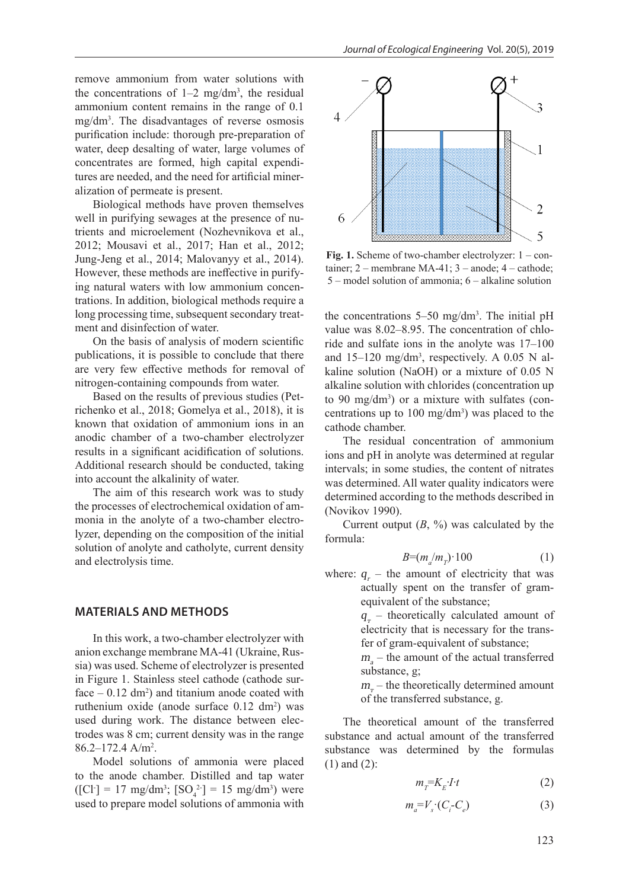remove ammonium from water solutions with the concentrations of 1–2 mg/dm$^3$, the residual ammonium content remains in the range of 0.1 mg/dm$^3$. The disadvantages of reverse osmosis purification include: thorough pre-preparation of water, deep desalting of water, large volumes of concentrates are formed, high capital expenditures are needed, and the need for artificial mineralization of permeate is present.

Biological methods have proven themselves well in purifying sewages at the presence of nutrients and microelement (Nozhevnikova et al., 2012; Mousavi et al., 2017; Han et al., 2012; Jung-Jeng et al., 2014; Malovanyy et al., 2014). However, these methods are ineffective in purifying natural waters with low ammonium concentrations. In addition, biological methods require a long processing time, subsequent secondary treatment and disinfection of water.

On the basis of analysis of modern scientific publications, it is possible to conclude that there are very few effective methods for removal of nitrogen-containing compounds from water.

Based on the results of previous studies (Petrichenko et al., 2018; Gomelya et al., 2018), it is known that oxidation of ammonium ions in an anodic chamber of a two-chamber electrolyzer results in a significant acidification of solutions. Additional research should be conducted, taking into account the alkalinity of water.

The aim of this research work was to study the processes of electrochemical oxidation of ammonia in the anolyte of a two-chamber electrolyzer, depending on the composition of the initial solution of anolyte and catholyte, current density and electrolysis time.

## MATERIALS AND METHODS

In this work, a two-chamber electrolyzer with anion exchange membrane MA-41 (Ukraine, Russia) was used. Scheme of electrolyzer is presented in Figure 1. Stainless steel cathode (cathode surface – 0.12 dm$^2$) and titanium anode coated with ruthenium oxide (anode surface 0.12 dm$^2$) was used during work. The distance between electrodes was 8 cm; current density was in the range 86.2–172.4 A/m$^2$.

Model solutions of ammonia were placed to the anode chamber. Distilled and tap water ($[Cl^-]$ = 17 mg/dm$^3$; $[SO_4^{2-}]$ = 15 mg/dm$^3$) were used to prepare model solutions of ammonia with

**Fig. 1.** Scheme of two-chamber electrolyzer: 1 – container; 2 – membrane MA-41; 3 – anode; 4 – cathode; 5 – model solution of ammonia; 6 – alkaline solution

the concentrations 5–50 mg/dm$^3$. The initial pH value was 8.02–8.95. The concentration of chloride and sulfate ions in the anolyte was 17–100 and 15–120 mg/dm$^3$, respectively. A 0.05 N alkaline solution (NaOH) or a mixture of 0.05 N alkaline solution with chlorides (concentration up to 90 mg/dm$^3$) or a mixture with sulfates (concentrations up to 100 mg/dm$^3$) was placed to the cathode chamber.

The residual concentration of ammonium ions and pH in anolyte was determined at regular intervals; in some studies, the content of nitrates was determined. All water quality indicators were determined according to the methods described in (Novikov 1990).

Current output ($B$, %) was calculated by the formula:

$$B=(m_a/m_T)\cdot 100 \qquad (1)$$

where: $q_r$ – the amount of electricity that was actually spent on the transfer of gram-equivalent of the substance;

$q_T$ – theoretically calculated amount of electricity that is necessary for the transfer of gram-equivalent of substance;

$m_a$ – the amount of the actual transferred substance, g;

$m_T$ – the theoretically determined amount of the transferred substance, g.

The theoretical amount of the transferred substance and actual amount of the transferred substance was determined by the formulas (1) and (2):

$$m_T=K_E\cdot I\cdot t \qquad (2)$$

$$m_a=V_s\cdot(C_i-C_e) \qquad (3)$$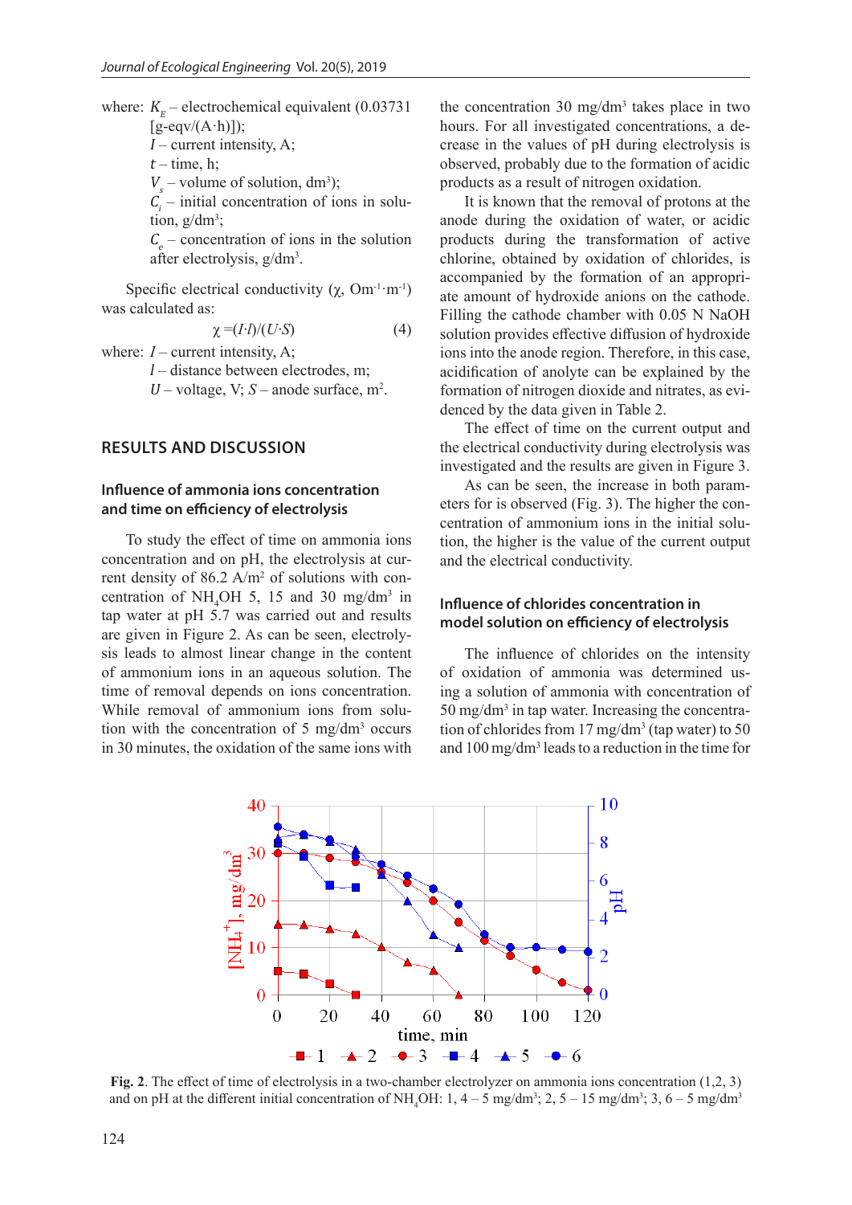where: $K_E$ – electrochemical equivalent (0.03731 [g-eqv/(A·h)]);
$I$ – current intensity, A;
$t$ – time, h;
$V_s$ – volume of solution, dm[3]);
$C_i$ – initial concentration of ions in solution, g/dm[3];
$C_e$ – concentration of ions in the solution after electrolysis, g/dm[3].

Specific electrical conductivity ($\chi$, Om$^{-1}$·m$^{-1}$) was calculated as:

$$\chi = (I \cdot l)/(U \cdot S) \quad (4)$$

where: $I$ – current intensity, A;
$l$ – distance between electrodes, m;
$U$ – voltage, V; $S$ – anode surface, m[2].

## RESULTS AND DISCUSSION

### Influence of ammonia ions concentration and time on efficiency of electrolysis

To study the effect of time on ammonia ions concentration and on pH, the electrolysis at current density of 86.2 A/m[2] of solutions with concentration of $NH_4OH$ 5, 15 and 30 mg/dm[3] in tap water at pH 5.7 was carried out and results are given in Figure 2. As can be seen, electrolysis leads to almost linear change in the content of ammonium ions in an aqueous solution. The time of removal depends on ions concentration. While removal of ammonium ions from solution with the concentration of 5 mg/dm[3] occurs in 30 minutes, the oxidation of the same ions with the concentration 30 mg/dm[3] takes place in two hours. For all investigated concentrations, a decrease in the values of pH during electrolysis is observed, probably due to the formation of acidic products as a result of nitrogen oxidation.

It is known that the removal of protons at the anode during the oxidation of water, or acidic products during the transformation of active chlorine, obtained by oxidation of chlorides, is accompanied by the formation of an appropriate amount of hydroxide anions on the cathode. Filling the cathode chamber with 0.05 N NaOH solution provides effective diffusion of hydroxide ions into the anode region. Therefore, in this case, acidification of anolyte can be explained by the formation of nitrogen dioxide and nitrates, as evidenced by the data given in Table 2.

The effect of time on the current output and the electrical conductivity during electrolysis was investigated and the results are given in Figure 3.

As can be seen, the increase in both parameters for is observed (Fig. 3). The higher the concentration of ammonium ions in the initial solution, the higher is the value of the current output and the electrical conductivity.

### Influence of chlorides concentration in model solution on efficiency of electrolysis

The influence of chlorides on the intensity of oxidation of ammonia was determined using a solution of ammonia with concentration of 50 mg/dm[3] in tap water. Increasing the concentration of chlorides from 17 mg/dm[3] (tap water) to 50 and 100 mg/dm[3] leads to a reduction in the time for

**Fig. 2**. The effect of time of electrolysis in a two-chamber electrolyzer on ammonia ions concentration (1,2, 3) and on pH at the different initial concentration of $NH_4OH$: 1, 4 – 5 mg/dm[3]; 2, 5 – 15 mg/dm[3]; 3, 6 – 5 mg/dm[3]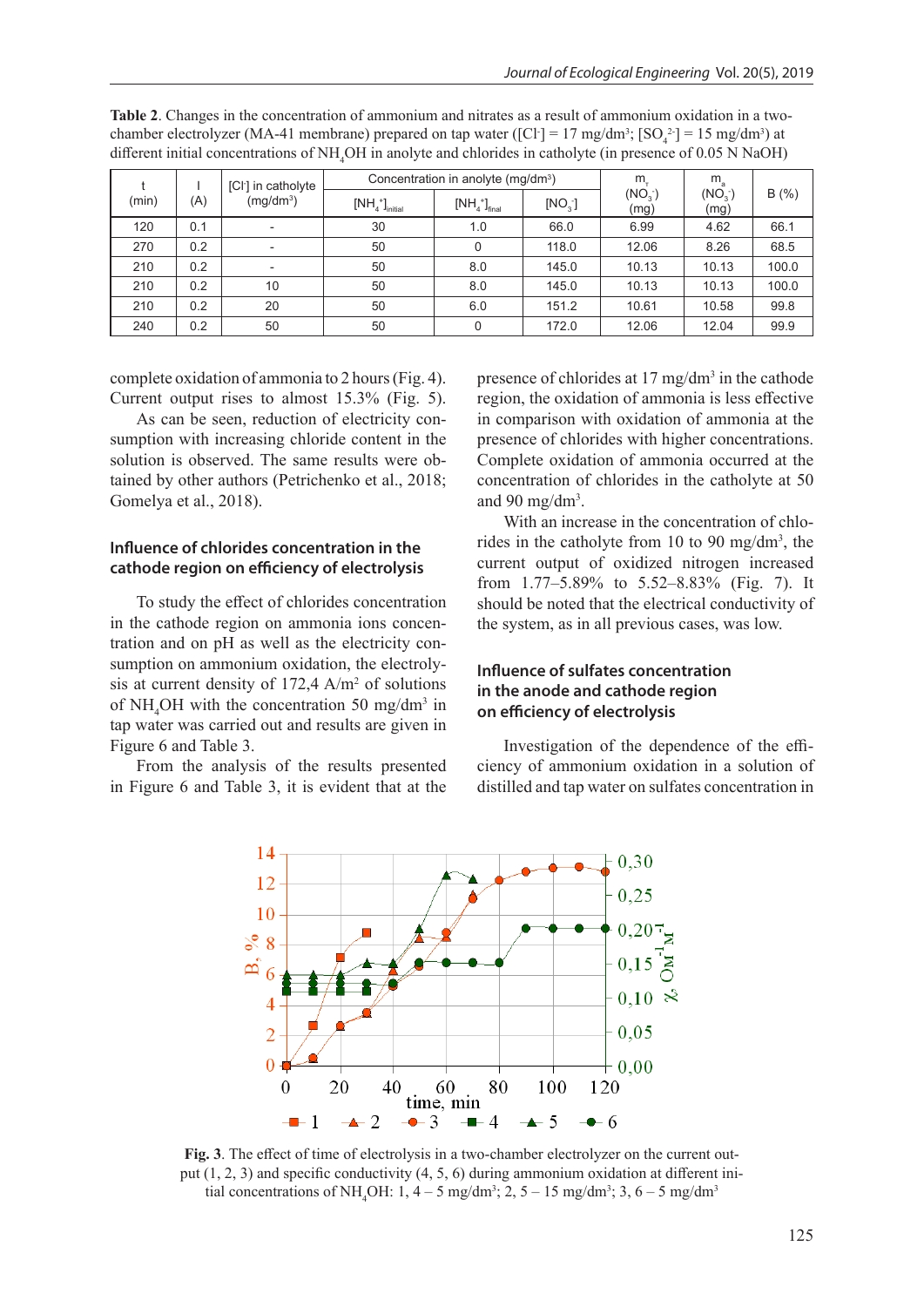**Table 2**. Changes in the concentration of ammonium and nitrates as a result of ammonium oxidation in a two-chamber electrolyzer (MA-41 membrane) prepared on tap water ($[Cl^-]$ = 17 mg/dm³; $[SO_4^{2-}]$ = 15 mg/dm³) at different initial concentrations of $NH_4OH$ in anolyte and chlorides in catholyte (in presence of 0.05 N NaOH)

| t (min) | I (A) | $[Cl^-]$ in catholyte (mg/dm³) | Concentration in anolyte (mg/dm³) | | | $m_T$ ($NO_3^-$) (mg) | $m_a$ ($NO_3^-$) (mg) | B (%) |
|---|---|---|---|---|---|---|---|---|
| | | | $[NH_4^+]_{initial}$ | $[NH_4^+]_{final}$ | $[NO_3^-]$ | | | |
| 120 | 0.1 | - | 30 | 1.0 | 66.0 | 6.99 | 4.62 | 66.1 |
| 270 | 0.2 | - | 50 | 0 | 118.0 | 12.06 | 8.26 | 68.5 |
| 210 | 0.2 | - | 50 | 8.0 | 145.0 | 10.13 | 10.13 | 100.0 |
| 210 | 0.2 | 10 | 50 | 8.0 | 145.0 | 10.13 | 10.13 | 100.0 |
| 210 | 0.2 | 20 | 50 | 6.0 | 151.2 | 10.61 | 10.58 | 99.8 |
| 240 | 0.2 | 50 | 50 | 0 | 172.0 | 12.06 | 12.04 | 99.9 |

complete oxidation of ammonia to 2 hours (Fig. 4). Current output rises to almost 15.3% (Fig. 5).

As can be seen, reduction of electricity consumption with increasing chloride content in the solution is observed. The same results were obtained by other authors (Petrichenko et al., 2018; Gomelya et al., 2018).

### Influence of chlorides concentration in the cathode region on efficiency of electrolysis

To study the effect of chlorides concentration in the cathode region on ammonia ions concentration and on pH as well as the electricity consumption on ammonium oxidation, the electrolysis at current density of 172,4 A/m² of solutions of $NH_4OH$ with the concentration 50 mg/dm³ in tap water was carried out and results are given in Figure 6 and Table 3.

From the analysis of the results presented in Figure 6 and Table 3, it is evident that at the presence of chlorides at 17 mg/dm³ in the cathode region, the oxidation of ammonia is less effective in comparison with oxidation of ammonia at the presence of chlorides with higher concentrations. Complete oxidation of ammonia occurred at the concentration of chlorides in the catholyte at 50 and 90 mg/dm³.

With an increase in the concentration of chlorides in the catholyte from 10 to 90 mg/dm³, the current output of oxidized nitrogen increased from 1.77–5.89% to 5.52–8.83% (Fig. 7). It should be noted that the electrical conductivity of the system, as in all previous cases, was low.

### Influence of sulfates concentration in the anode and cathode region on efficiency of electrolysis

Investigation of the dependence of the efficiency of ammonium oxidation in a solution of distilled and tap water on sulfates concentration in

**Fig. 3**. The effect of time of electrolysis in a two-chamber electrolyzer on the current output (1, 2, 3) and specific conductivity (4, 5, 6) during ammonium oxidation at different initial concentrations of $NH_4OH$: 1, 4 – 5 mg/dm³; 2, 5 – 15 mg/dm³; 3, 6 – 5 mg/dm³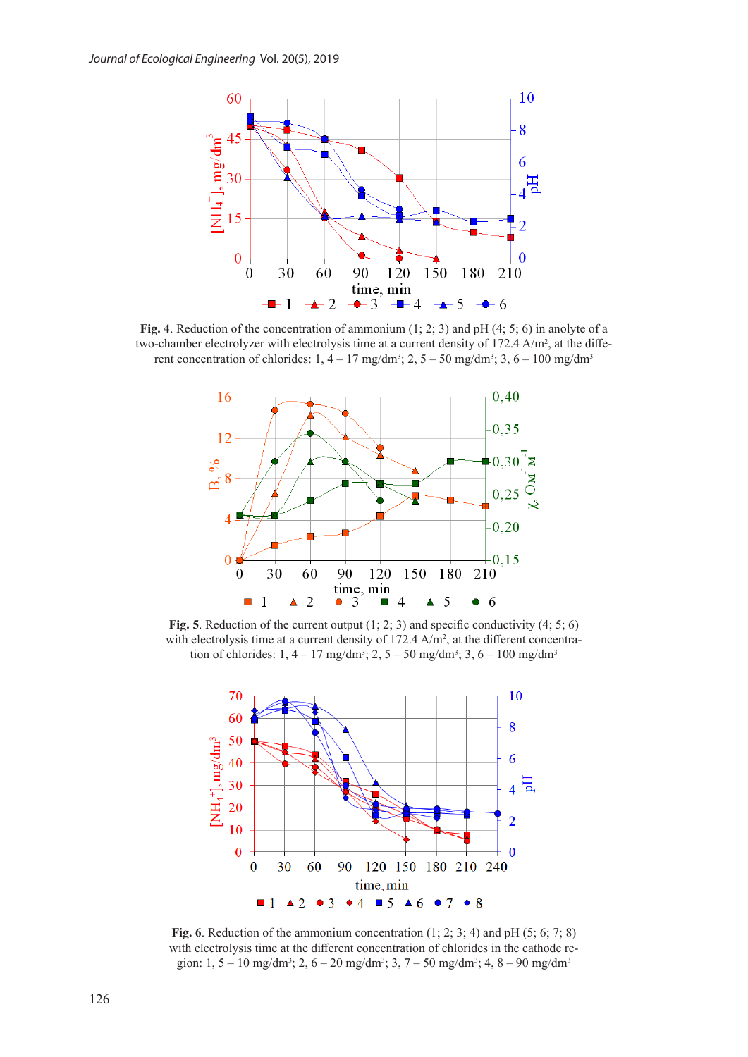**Fig. 4**. Reduction of the concentration of ammonium (1; 2; 3) and pH (4; 5; 6) in anolyte of a two-chamber electrolyzer with electrolysis time at a current density of 172.4 A/m², at the different concentration of chlorides: 1, 4 – 17 mg/dm³; 2, 5 – 50 mg/dm³; 3, 6 – 100 mg/dm³

**Fig. 5**. Reduction of the current output (1; 2; 3) and specific conductivity (4; 5; 6) with electrolysis time at a current density of 172.4 A/m², at the different concentration of chlorides: 1, 4 – 17 mg/dm³; 2, 5 – 50 mg/dm³; 3, 6 – 100 mg/dm³

**Fig. 6**. Reduction of the ammonium concentration (1; 2; 3; 4) and pH (5; 6; 7; 8) with electrolysis time at the different concentration of chlorides in the cathode region: 1, 5 – 10 mg/dm³; 2, 6 – 20 mg/dm³; 3, 7 – 50 mg/dm³; 4, 8 – 90 mg/dm³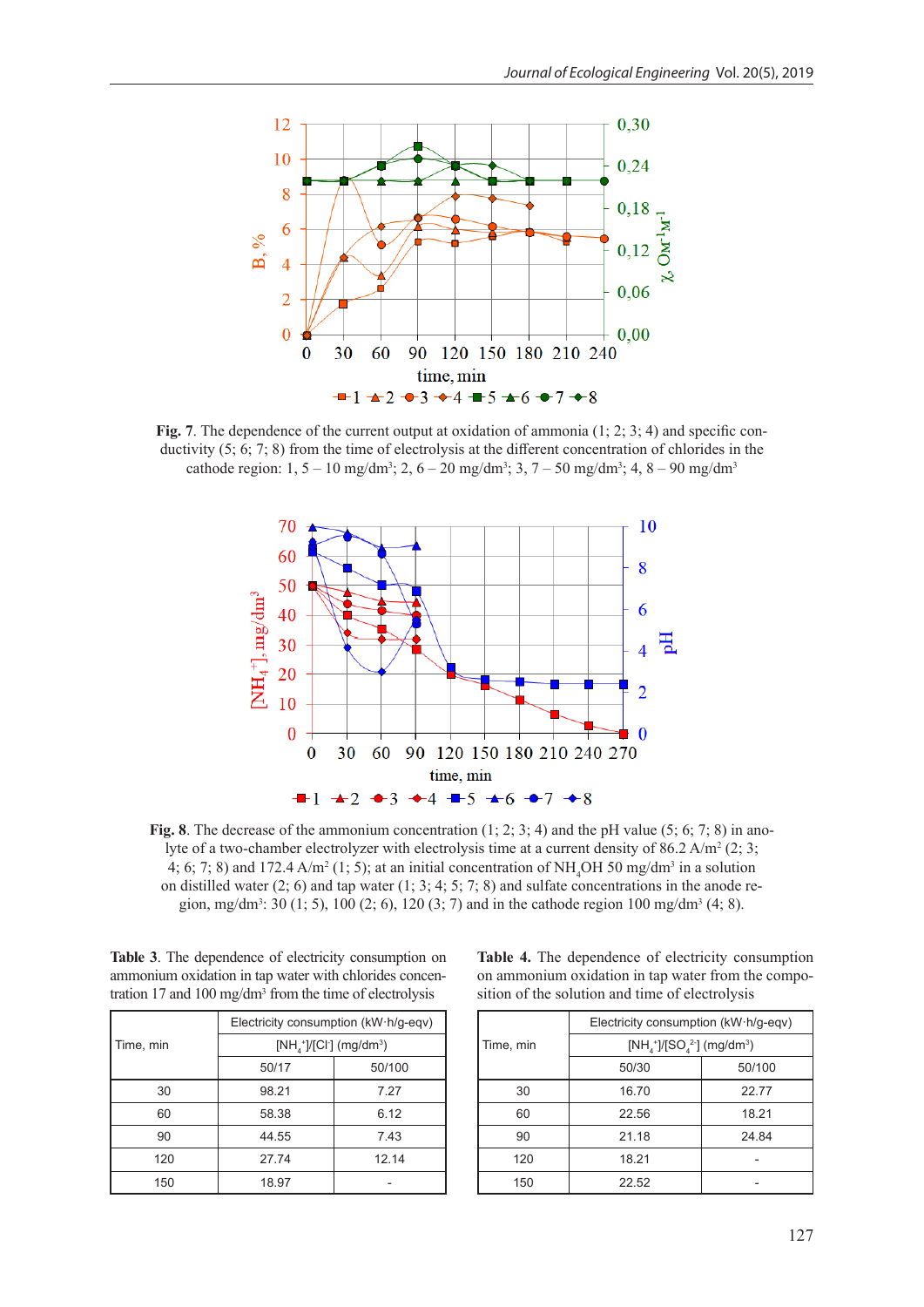**Fig. 7**. The dependence of the current output at oxidation of ammonia (1; 2; 3; 4) and specific conductivity (5; 6; 7; 8) from the time of electrolysis at the different concentration of chlorides in the cathode region: 1, 5 – 10 mg/dm$^3$; 2, 6 – 20 mg/dm$^3$; 3, 7 – 50 mg/dm$^3$; 4, 8 – 90 mg/dm$^3$

**Fig. 8**. The decrease of the ammonium concentration (1; 2; 3; 4) and the pH value (5; 6; 7; 8) in anolyte of a two-chamber electrolyzer with electrolysis time at a current density of 86.2 A/m$^2$ (2; 3; 4; 6; 7; 8) and 172.4 A/m$^2$ (1; 5); at an initial concentration of $NH_4OH$ 50 mg/dm$^3$ in a solution on distilled water (2; 6) and tap water (1; 3; 4; 5; 7; 8) and sulfate concentrations in the anode region, mg/dm$^3$: 30 (1; 5), 100 (2; 6), 120 (3; 7) and in the cathode region 100 mg/dm$^3$ (4; 8).

**Table 3**. The dependence of electricity consumption on ammonium oxidation in tap water with chlorides concentration 17 and 100 mg/dm$^3$ from the time of electrolysis

| Time, min | Electricity consumption (kW·h/g-eqv) | |
|---|---|---|
| | $[NH_4^+]/[Cl^-]$ (mg/dm$^3$) | |
| | 50/17 | 50/100 |
| 30 | 98.21 | 7.27 |
| 60 | 58.38 | 6.12 |
| 90 | 44.55 | 7.43 |
| 120 | 27.74 | 12.14 |
| 150 | 18.97 | - |

**Table 4.** The dependence of electricity consumption on ammonium oxidation in tap water from the composition of the solution and time of electrolysis

| Time, min | Electricity consumption (kW·h/g-eqv) | |
|---|---|---|
| | $[NH_4^+]/[SO_4^{2-}]$ (mg/dm$^3$) | |
| | 50/30 | 50/100 |
| 30 | 16.70 | 22.77 |
| 60 | 22.56 | 18.21 |
| 90 | 21.18 | 24.84 |
| 120 | 18.21 | - |
| 150 | 22.52 | - |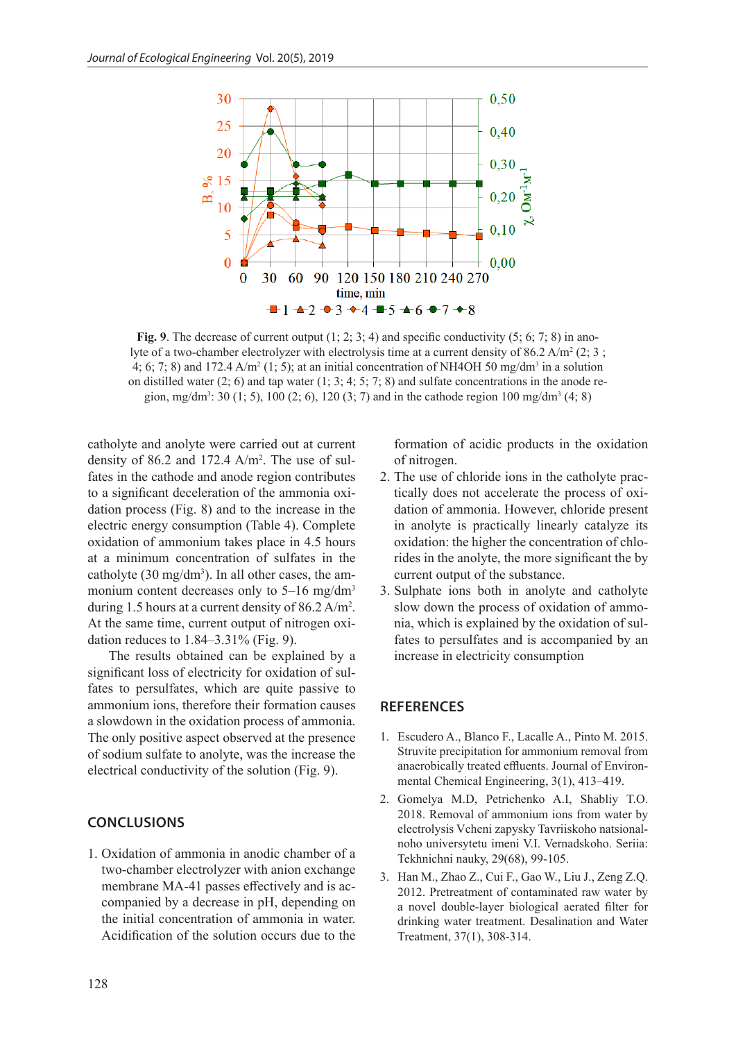**Fig. 9**. The decrease of current output (1; 2; 3; 4) and specific conductivity (5; 6; 7; 8) in anolyte of a two-chamber electrolyzer with electrolysis time at a current density of 86.2 A/m$^2$ (2; 3 ; 4; 6; 7; 8) and 172.4 A/m$^2$ (1; 5); at an initial concentration of NH4OH 50 mg/dm$^3$ in a solution on distilled water (2; 6) and tap water (1; 3; 4; 5; 7; 8) and sulfate concentrations in the anode region, mg/dm$^3$: 30 (1; 5), 100 (2; 6), 120 (3; 7) and in the cathode region 100 mg/dm$^3$ (4; 8)

catholyte and anolyte were carried out at current density of 86.2 and 172.4 A/m$^2$. The use of sulfates in the cathode and anode region contributes to a significant deceleration of the ammonia oxidation process (Fig. 8) and to the increase in the electric energy consumption (Table 4). Complete oxidation of ammonium takes place in 4.5 hours at a minimum concentration of sulfates in the catholyte (30 mg/dm$^3$). In all other cases, the ammonium content decreases only to 5–16 mg/dm$^3$ during 1.5 hours at a current density of 86.2 A/m$^2$. At the same time, current output of nitrogen oxidation reduces to 1.84–3.31% (Fig. 9).

The results obtained can be explained by a significant loss of electricity for oxidation of sulfates to persulfates, which are quite passive to ammonium ions, therefore their formation causes a slowdown in the oxidation process of ammonia. The only positive aspect observed at the presence of sodium sulfate to anolyte, was the increase the electrical conductivity of the solution (Fig. 9).

## CONCLUSIONS

1. Oxidation of ammonia in anodic chamber of a two-chamber electrolyzer with anion exchange membrane MA-41 passes effectively and is accompanied by a decrease in pH, depending on the initial concentration of ammonia in water. Acidification of the solution occurs due to the formation of acidic products in the oxidation of nitrogen.
2. The use of chloride ions in the catholyte practically does not accelerate the process of oxidation of ammonia. However, chloride present in anolyte is practically linearly catalyze its oxidation: the higher the concentration of chlorides in the anolyte, the more significant the by current output of the substance.
3. Sulphate ions both in anolyte and catholyte slow down the process of oxidation of ammonia, which is explained by the oxidation of sulfates to persulfates and is accompanied by an increase in electricity consumption

## REFERENCES

1. Escudero A., Blanco F., Lacalle A., Pinto M. 2015. Struvite precipitation for ammonium removal from anaerobically treated effluents. Journal of Environmental Chemical Engineering, 3(1), 413–419.
2. Gomelya M.D, Petrichenko A.I, Shabliy T.O. 2018. Removal of ammonium ions from water by electrolysis Vcheni zapysky Tavriiskoho natsionalnoho universytetu imeni V.I. Vernadskoho. Seriia: Tekhnichni nauky, 29(68), 99-105.
3. Han M., Zhao Z., Cui F., Gao W., Liu J., Zeng Z.Q. 2012. Pretreatment of contaminated raw water by a novel double-layer biological aerated filter for drinking water treatment. Desalination and Water Treatment, 37(1), 308-314.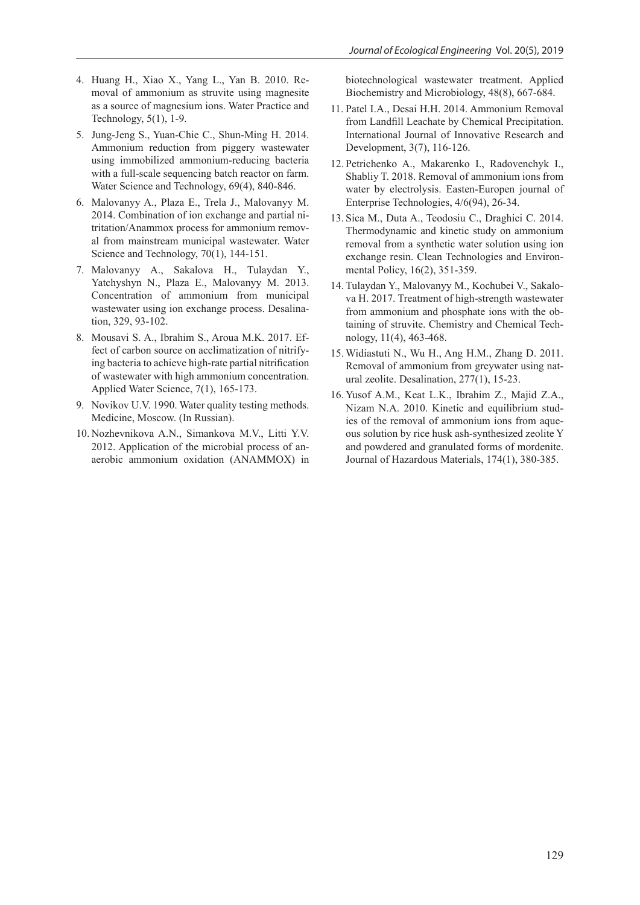4. Huang H., Xiao X., Yang L., Yan B. 2010. Removal of ammonium as struvite using magnesite as a source of magnesium ions. Water Practice and Technology, 5(1), 1-9.
5. Jung-Jeng S., Yuan-Chie C., Shun-Ming H. 2014. Ammonium reduction from piggery wastewater using immobilized ammonium-reducing bacteria with a full-scale sequencing batch reactor on farm. Water Science and Technology, 69(4), 840-846.
6. Malovanyy A., Plaza E., Trela J., Malovanyy M. 2014. Combination of ion exchange and partial nitritation/Anammox process for ammonium removal from mainstream municipal wastewater. Water Science and Technology, 70(1), 144-151.
7. Malovanyy A., Sakalova H., Tulaydan Y., Yatchyshyn N., Plaza E., Malovanyy M. 2013. Concentration of ammonium from municipal wastewater using ion exchange process. Desalination, 329, 93-102.
8. Mousavi S. A., Ibrahim S., Aroua M.K. 2017. Effect of carbon source on acclimatization of nitrifying bacteria to achieve high-rate partial nitrification of wastewater with high ammonium concentration. Applied Water Science, 7(1), 165-173.
9. Novikov U.V. 1990. Water quality testing methods. Medicine, Moscow. (In Russian).
10. Nozhevnikova A.N., Simankova M.V., Litti Y.V. 2012. Application of the microbial process of anaerobic ammonium oxidation (ANAMMOX) in biotechnological wastewater treatment. Applied Biochemistry and Microbiology, 48(8), 667-684.
11. Patel I.A., Desai H.H. 2014. Ammonium Removal from Landfill Leachate by Chemical Precipitation. International Journal of Innovative Research and Development, 3(7), 116-126.
12. Petrichenko A., Makarenko I., Radovenchyk I., Shabliy T. 2018. Removal of ammonium ions from water by electrolysis. Easten-Europen journal of Enterprise Technologies, 4/6(94), 26-34.
13. Sica M., Duta A., Teodosiu C., Draghici C. 2014. Thermodynamic and kinetic study on ammonium removal from a synthetic water solution using ion exchange resin. Clean Technologies and Environmental Policy, 16(2), 351-359.
14. Tulaydan Y., Malovanyy M., Kochubei V., Sakalova H. 2017. Treatment of high-strength wastewater from ammonium and phosphate ions with the obtaining of struvite. Chemistry and Chemical Technology, 11(4), 463-468.
15. Widiastuti N., Wu H., Ang H.M., Zhang D. 2011. Removal of ammonium from greywater using natural zeolite. Desalination, 277(1), 15-23.
16. Yusof A.M., Keat L.K., Ibrahim Z., Majid Z.A., Nizam N.A. 2010. Kinetic and equilibrium studies of the removal of ammonium ions from aqueous solution by rice husk ash-synthesized zeolite Y and powdered and granulated forms of mordenite. Journal of Hazardous Materials, 174(1), 380-385.